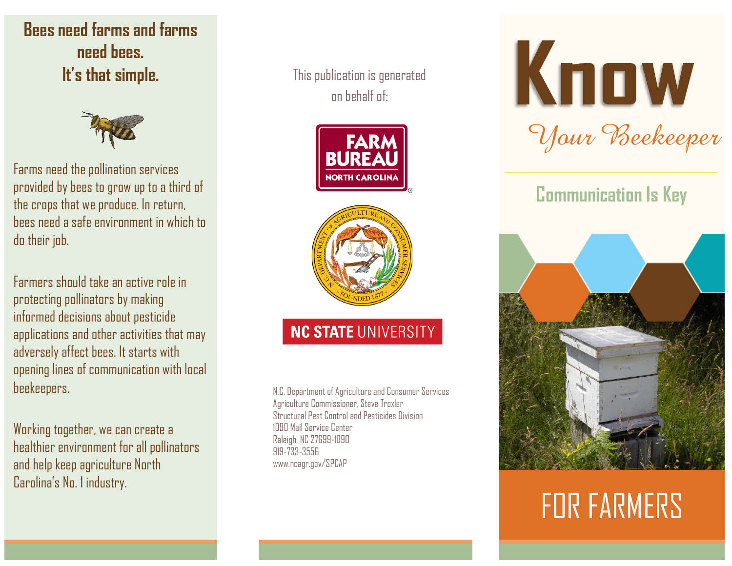# Know

*Your Beekeeper*

## Communication Is Key

# FOR FARMERS

## Bees need farms and farms need bees. It's that simple.

Farms need the pollination services provided by bees to grow up to a third of the crops that we produce. In return, bees need a safe environment in which to do their job.

Farmers should take an active role in protecting pollinators by making informed decisions about pesticide applications and other activities that may adversely affect bees. It starts with opening lines of communication with local beekeepers.

Working together, we can create a healthier environment for all pollinators and help keep agriculture North Carolina's No. 1 industry.

This publication is generated on behalf of:

FARM BUREAU NORTH CAROLINA

N.C. DEPARTMENT OF AGRICULTURE AND CONSUMER SERVICES — FOUNDED 1877

NC STATE UNIVERSITY

N.C. Department of Agriculture and Consumer Services
Agriculture Commissioner, Steve Troxler
Structural Pest Control and Pesticides Division
1090 Mail Service Center
Raleigh, NC 27699-1090
919-733-3556
www.ncagr.gov/SPCAP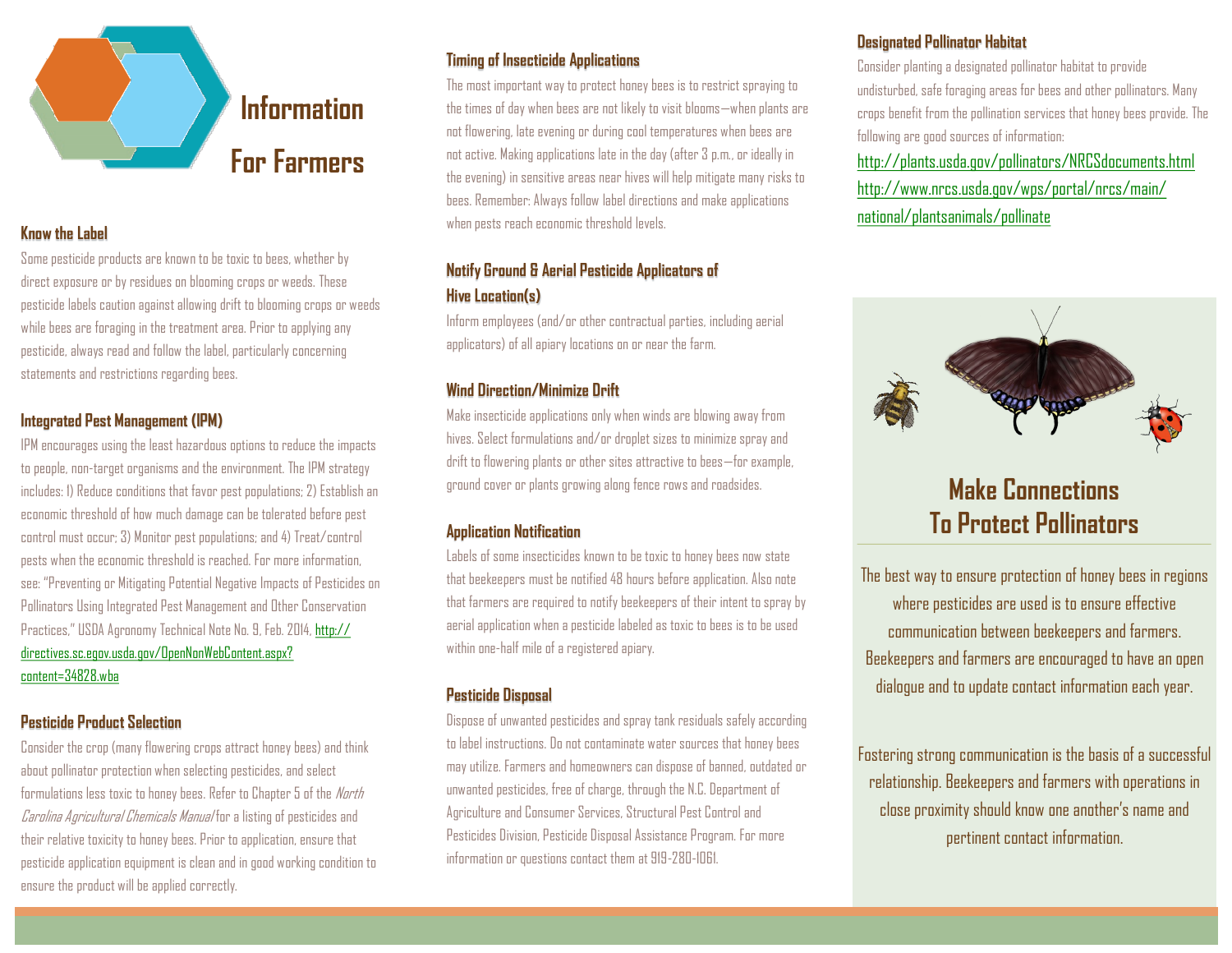# Information For Farmers

### Know the Label

Some pesticide products are known to be toxic to bees, whether by direct exposure or by residues on blooming crops or weeds. These pesticide labels caution against allowing drift to blooming crops or weeds while bees are foraging in the treatment area. Prior to applying any pesticide, always read and follow the label, particularly concerning statements and restrictions regarding bees.

### Integrated Pest Management (IPM)

IPM encourages using the least hazardous options to reduce the impacts to people, non-target organisms and the environment. The IPM strategy includes: 1) Reduce conditions that favor pest populations; 2) Establish an economic threshold of how much damage can be tolerated before pest control must occur; 3) Monitor pest populations; and 4) Treat/control pests when the economic threshold is reached. For more information, see: "Preventing or Mitigating Potential Negative Impacts of Pesticides on Pollinators Using Integrated Pest Management and Other Conservation Practices," USDA Agronomy Technical Note No. 9, Feb. 2014, http://directives.sc.egov.usda.gov/OpenNonWebContent.aspx?content=34828.wba

### Pesticide Product Selection

Consider the crop (many flowering crops attract honey bees) and think about pollinator protection when selecting pesticides, and select formulations less toxic to honey bees. Refer to Chapter 5 of the *North Carolina Agricultural Chemicals Manual* for a listing of pesticides and their relative toxicity to honey bees. Prior to application, ensure that pesticide application equipment is clean and in good working condition to ensure the product will be applied correctly.

### Timing of Insecticide Applications

The most important way to protect honey bees is to restrict spraying to the times of day when bees are not likely to visit blooms—when plants are not flowering, late evening or during cool temperatures when bees are not active. Making applications late in the day (after 3 p.m., or ideally in the evening) in sensitive areas near hives will help mitigate many risks to bees. Remember: Always follow label directions and make applications when pests reach economic threshold levels.

### Notify Ground & Aerial Pesticide Applicators of Hive Location(s)

Inform employees (and/or other contractual parties, including aerial applicators) of all apiary locations on or near the farm.

### Wind Direction/Minimize Drift

Make insecticide applications only when winds are blowing away from hives. Select formulations and/or droplet sizes to minimize spray and drift to flowering plants or other sites attractive to bees—for example, ground cover or plants growing along fence rows and roadsides.

### Application Notification

Labels of some insecticides known to be toxic to honey bees now state that beekeepers must be notified 48 hours before application. Also note that farmers are required to notify beekeepers of their intent to spray by aerial application when a pesticide labeled as toxic to bees is to be used within one-half mile of a registered apiary.

### Pesticide Disposal

Dispose of unwanted pesticides and spray tank residuals safely according to label instructions. Do not contaminate water sources that honey bees may utilize. Farmers and homeowners can dispose of banned, outdated or unwanted pesticides, free of charge, through the N.C. Department of Agriculture and Consumer Services, Structural Pest Control and Pesticides Division, Pesticide Disposal Assistance Program. For more information or questions contact them at 919-280-1061.

### Designated Pollinator Habitat

Consider planting a designated pollinator habitat to provide undisturbed, safe foraging areas for bees and other pollinators. Many crops benefit from the pollination services that honey bees provide. The following are good sources of information:

http://plants.usda.gov/pollinators/NRCSdocuments.html

http://www.nrcs.usda.gov/wps/portal/nrcs/main/national/plantsanimals/pollinate

## Make Connections To Protect Pollinators

The best way to ensure protection of honey bees in regions where pesticides are used is to ensure effective communication between beekeepers and farmers. Beekeepers and farmers are encouraged to have an open dialogue and to update contact information each year.

Fostering strong communication is the basis of a successful relationship. Beekeepers and farmers with operations in close proximity should know one another's name and pertinent contact information.